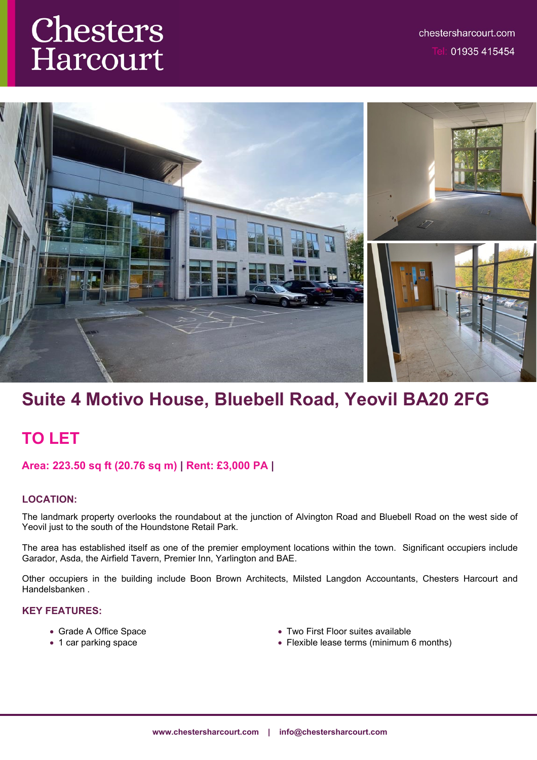# Chesters Harcourt

chestersharcourt.com

Tel: 01935 415454

# Suite 4 Motivo House, Bluebell Road, Yeovil BA20 2FG

## TO LET

**Area: 223.50 sq ft (20.76 sq m) | Rent: £3,000 PA |**

### LOCATION:

The landmark property overlooks the roundabout at the junction of Alvington Road and Bluebell Road on the west side of Yeovil just to the south of the Houndstone Retail Park.

The area has established itself as one of the premier employment locations within the town. Significant occupiers include Garador, Asda, the Airfield Tavern, Premier Inn, Yarlington and BAE.

Other occupiers in the building include Boon Brown Architects, Milsted Langdon Accountants, Chesters Harcourt and Handelsbanken .

### KEY FEATURES:

- Grade A Office Space
- 1 car parking space
- Two First Floor suites available
- Flexible lease terms (minimum 6 months)

**www.chestersharcourt.com | info@chestersharcourt.com**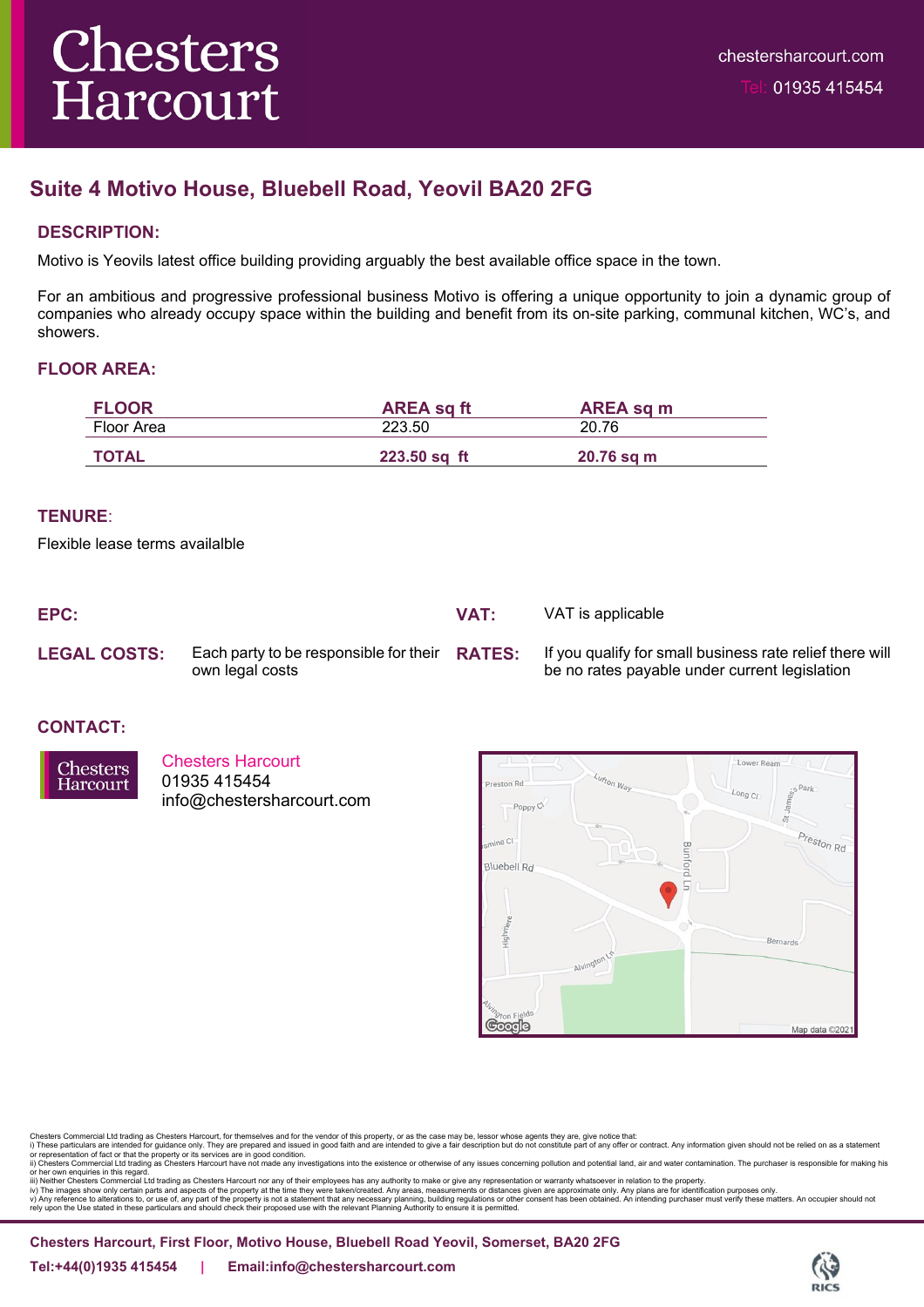# Suite 4 Motivo House, Bluebell Road, Yeovil BA20 2FG

## DESCRIPTION:

Motivo is Yeovils latest office building providing arguably the best available office space in the town.

For an ambitious and progressive professional business Motivo is offering a unique opportunity to join a dynamic group of companies who already occupy space within the building and benefit from its on-site parking, communal kitchen, WC's, and showers.

## FLOOR AREA:

| FLOOR | AREA sq ft | AREA sq m |
|---|---|---|
| Floor Area | 223.50 | 20.76 |
| **TOTAL** | **223.50 sq ft** | **20.76 sq m** |

## TENURE:

Flexible lease terms availalble

**EPC:**

**VAT:** VAT is applicable

**LEGAL COSTS:** Each party to be responsible for their own legal costs

**RATES:** If you qualify for small business rate relief there will be no rates payable under current legislation

## CONTACT:

Chesters Harcourt
01935 415454
info@chestersharcourt.com

Chesters Commercial Ltd trading as Chesters Harcourt, for themselves and for the vendor of this property, or as the case may be, lessor whose agents they are, give notice that:
i) These particulars are intended for guidance only. They are prepared and issued in good faith and are intended to give a fair description but do not constitute part of any offer or contract. Any information given should not be relied on as a statement or representation of fact or that the property or its services are in good condition.
ii) Chesters Commercial Ltd trading as Chesters Harcourt have not made any investigations into the existence or otherwise of any issues concerning pollution and potential land, air and water contamination. The purchaser is responsible for making his or her own enquiries in this regard.
iii) Neither Chesters Commercial Ltd trading as Chesters Harcourt nor any of their employees has any authority to make or give any representation or warranty whatsoever in relation to the property.
iv) The images show only certain parts and aspects of the property at the time they were taken/created. Any areas, measurements or distances given are approximate only. Any plans are for identification purposes only.
v) Any reference to alterations to, or use of, any part of the property is not a statement that any necessary planning, building regulations or other consent has been obtained. An intending purchaser must verify these matters. An occupier should not rely upon the Use stated in these particulars and should check their proposed use with the relevant Planning Authority to ensure it is permitted.